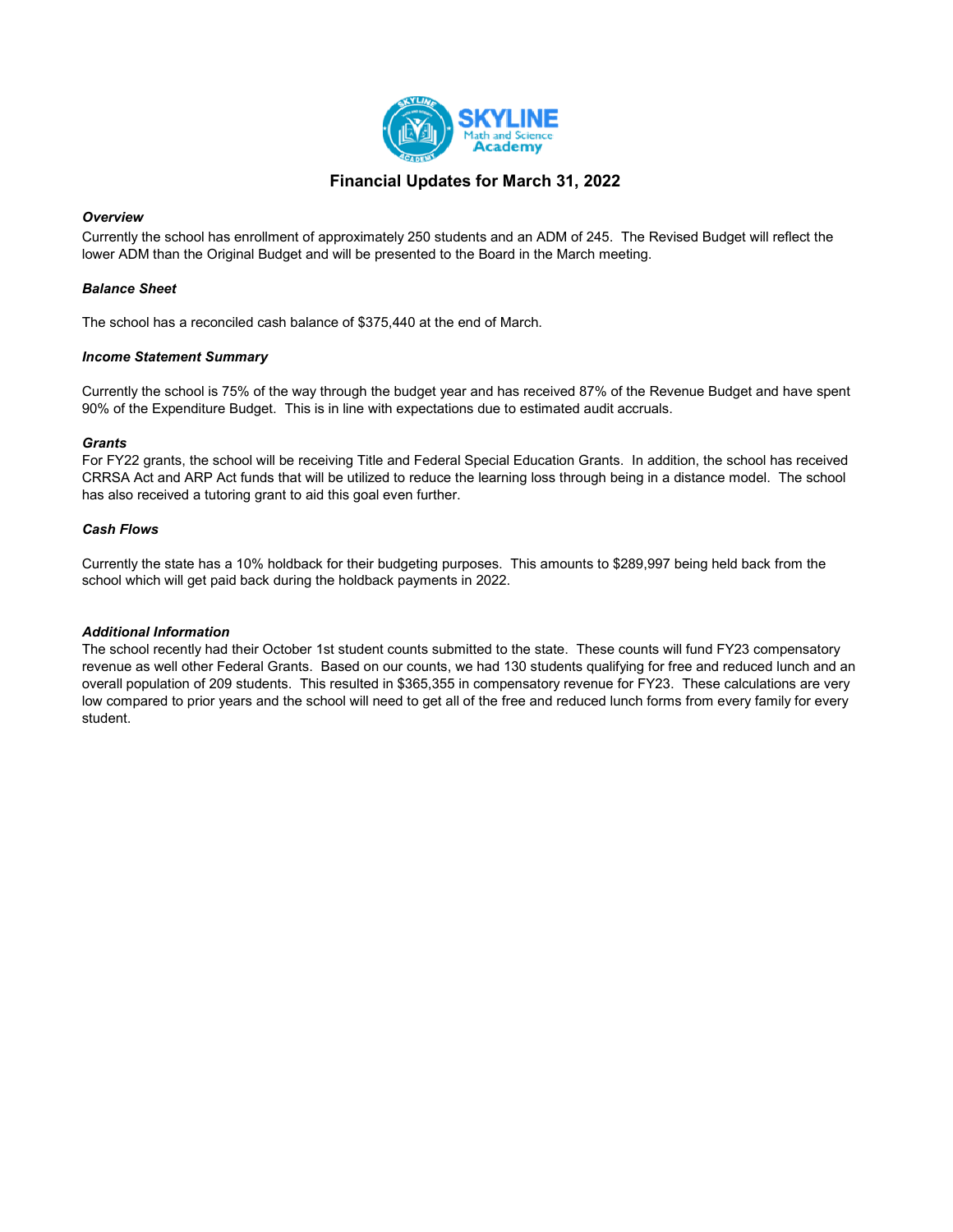# Financial Updates for March 31, 2022

### *Overview*

Currently the school has enrollment of approximately 250 students and an ADM of 245. The Revised Budget will reflect the lower ADM than the Original Budget and will be presented to the Board in the March meeting.

### *Balance Sheet*

The school has a reconciled cash balance of $375,440 at the end of March.

### *Income Statement Summary*

Currently the school is 75% of the way through the budget year and has received 87% of the Revenue Budget and have spent 90% of the Expenditure Budget. This is in line with expectations due to estimated audit accruals.

### *Grants*

For FY22 grants, the school will be receiving Title and Federal Special Education Grants. In addition, the school has received CRRSA Act and ARP Act funds that will be utilized to reduce the learning loss through being in a distance model. The school has also received a tutoring grant to aid this goal even further.

### *Cash Flows*

Currently the state has a 10% holdback for their budgeting purposes. This amounts to $289,997 being held back from the school which will get paid back during the holdback payments in 2022.

### *Additional Information*

The school recently had their October 1st student counts submitted to the state. These counts will fund FY23 compensatory revenue as well other Federal Grants. Based on our counts, we had 130 students qualifying for free and reduced lunch and an overall population of 209 students. This resulted in $365,355 in compensatory revenue for FY23. These calculations are very low compared to prior years and the school will need to get all of the free and reduced lunch forms from every family for every student.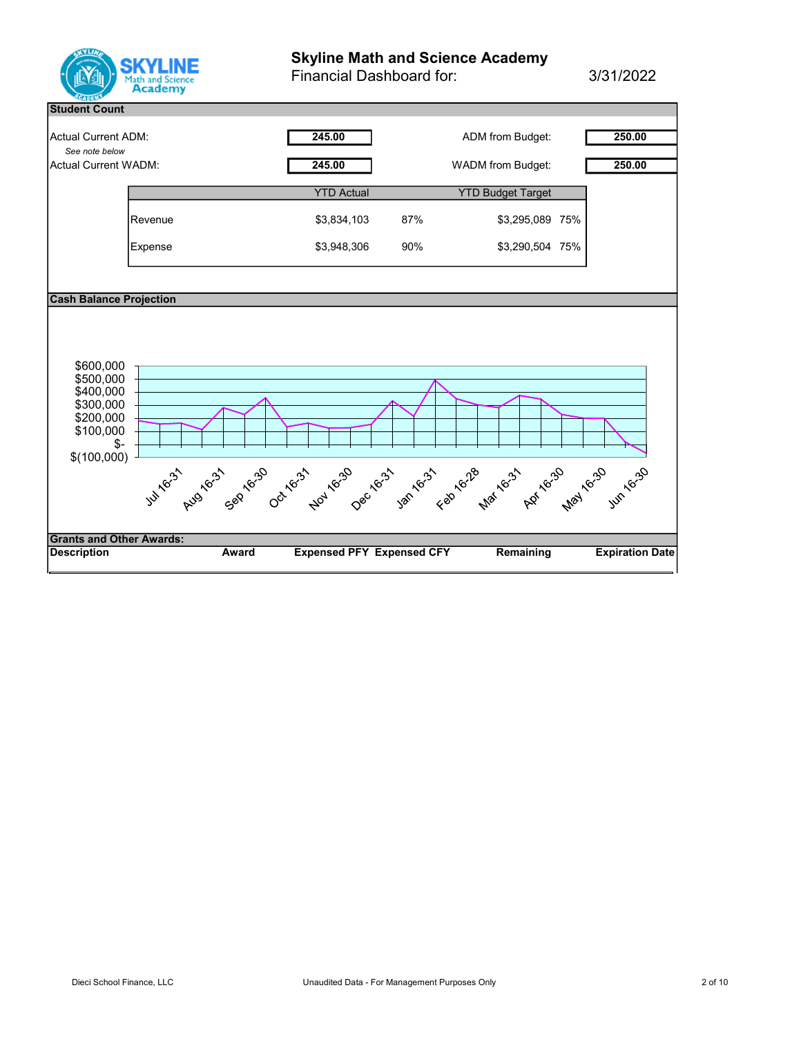# Skyline Math and Science Academy

Financial Dashboard for: 3/31/2022

## Student Count

| | | | |
|---|---|---|---|
| Actual Current ADM: | **245.00** | ADM from Budget: | **250.00** |
| *See note below* | | | |
| Actual Current WADM: | **245.00** | WADM from Budget: | **250.00** |

| | YTD Actual | | YTD Budget Target | |
|---|---|---|---|---|
| Revenue | $3,834,103 | 87% | $3,295,089 | 75% |
| Expense | $3,948,306 | 90% | $3,290,504 | 75% |

## Cash Balance Projection

$600,000
$500,000
$400,000
$300,000
$200,000
$100,000
$-
$(100,000)

Jul 16-31, Aug 16-31, Sep 16-30, Oct 16-31, Nov 16-30, Dec 16-31, Jan 16-31, Feb 16-28, Mar 16-31, Apr 16-30, May 16-30, Jun 16-30

## Grants and Other Awards:

| Description | Award | Expensed PFY | Expensed CFY | Remaining | Expiration Date |
|---|---|---|---|---|---|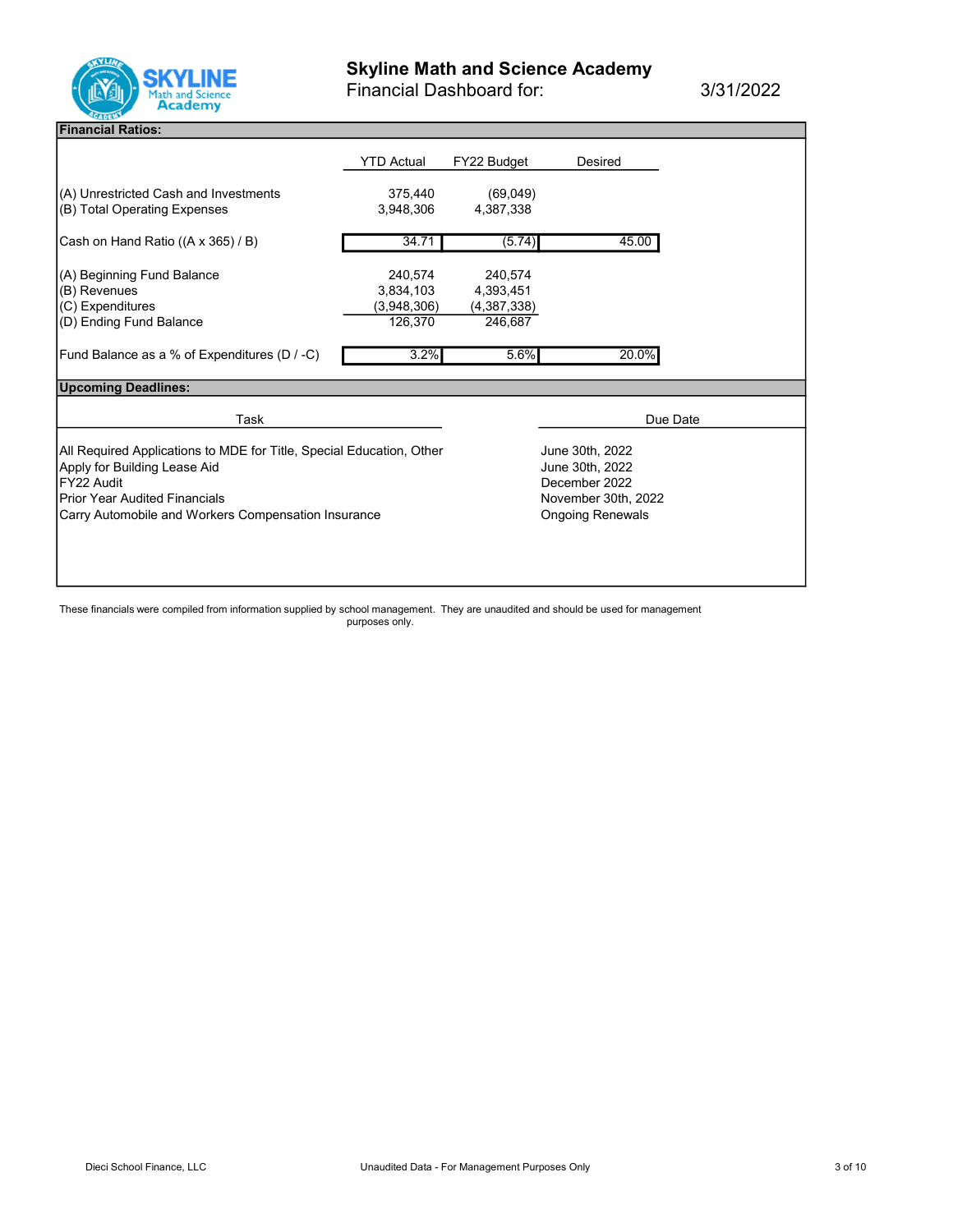# Skyline Math and Science Academy

Financial Dashboard for: 3/31/2022

## Financial Ratios:

| | YTD Actual | FY22 Budget | Desired |
|---|---|---|---|
| (A) Unrestricted Cash and Investments | 375,440 | (69,049) | |
| (B) Total Operating Expenses | 3,948,306 | 4,387,338 | |
| Cash on Hand Ratio ((A x 365) / B) | 34.71 | (5.74) | 45.00 |
| (A) Beginning Fund Balance | 240,574 | 240,574 | |
| (B) Revenues | 3,834,103 | 4,393,451 | |
| (C) Expenditures | (3,948,306) | (4,387,338) | |
| (D) Ending Fund Balance | 126,370 | 246,687 | |
| Fund Balance as a % of Expenditures (D / -C) | 3.2% | 5.6% | 20.0% |

## Upcoming Deadlines:

| Task | Due Date |
|---|---|
| All Required Applications to MDE for Title, Special Education, Other | June 30th, 2022 |
| Apply for Building Lease Aid | June 30th, 2022 |
| FY22 Audit | December 2022 |
| Prior Year Audited Financials | November 30th, 2022 |
| Carry Automobile and Workers Compensation Insurance | Ongoing Renewals |

These financials were compiled from information supplied by school management. They are unaudited and should be used for management purposes only.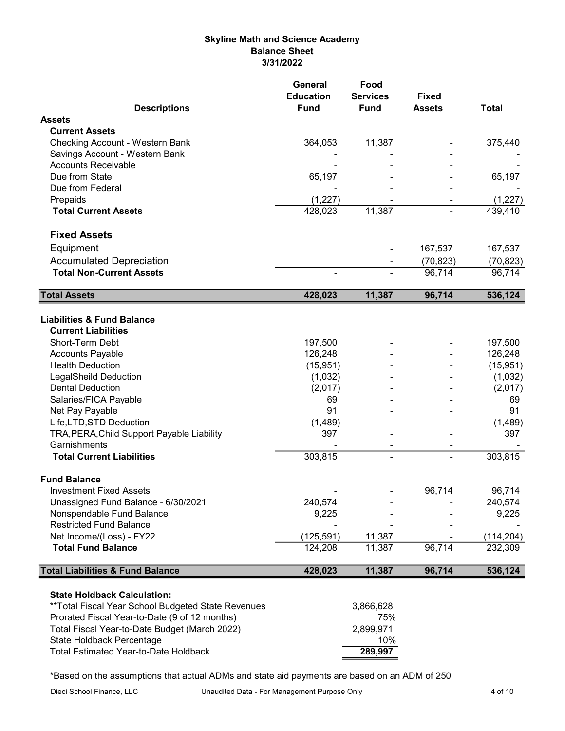# Skyline Math and Science Academy
## Balance Sheet
### 3/31/2022

| Descriptions | General Education Fund | Food Services Fund | Fixed Assets | Total |
|---|---|---|---|---|
| **Assets** | | | | |
| **Current Assets** | | | | |
| Checking Account - Western Bank | 364,053 | 11,387 | - | 375,440 |
| Savings Account - Western Bank | - | - | - | - |
| Accounts Receivable | - | - | - | - |
| Due from State | 65,197 | - | - | 65,197 |
| Due from Federal | - | - | - | - |
| Prepaids | (1,227) | - | - | (1,227) |
| **Total Current Assets** | 428,023 | 11,387 | - | 439,410 |
| **Fixed Assets** | | | | |
| Equipment | | - | 167,537 | 167,537 |
| Accumulated Depreciation | | - | (70,823) | (70,823) |
| **Total Non-Current Assets** | - | - | 96,714 | 96,714 |
| **Total Assets** | **428,023** | **11,387** | **96,714** | **536,124** |
| **Liabilities & Fund Balance** | | | | |
| **Current Liabilities** | | | | |
| Short-Term Debt | 197,500 | - | - | 197,500 |
| Accounts Payable | 126,248 | - | - | 126,248 |
| Health Deduction | (15,951) | - | - | (15,951) |
| LegalSheild Deduction | (1,032) | - | - | (1,032) |
| Dental Deduction | (2,017) | - | - | (2,017) |
| Salaries/FICA Payable | 69 | - | - | 69 |
| Net Pay Payable | 91 | - | - | 91 |
| Life,LTD,STD Deduction | (1,489) | - | - | (1,489) |
| TRA,PERA,Child Support Payable Liability | 397 | - | - | 397 |
| Garnishments | - | - | - | - |
| **Total Current Liabilities** | 303,815 | - | - | 303,815 |
| **Fund Balance** | | | | |
| Investment Fixed Assets | - | - | 96,714 | 96,714 |
| Unassigned Fund Balance - 6/30/2021 | 240,574 | - | - | 240,574 |
| Nonspendable Fund Balance | 9,225 | - | - | 9,225 |
| Restricted Fund Balance | - | - | - | - |
| Net Income/(Loss) - FY22 | (125,591) | 11,387 | - | (114,204) |
| **Total Fund Balance** | 124,208 | 11,387 | 96,714 | 232,309 |
| **Total Liabilities & Fund Balance** | **428,023** | **11,387** | **96,714** | **536,124** |

**State Holdback Calculation:**

| | |
|---|---|
| **Total Fiscal Year School Budgeted State Revenues | 3,866,628 |
| Prorated Fiscal Year-to-Date (9 of 12 months) | 75% |
| Total Fiscal Year-to-Date Budget (March 2022) | 2,899,971 |
| State Holdback Percentage | 10% |
| Total Estimated Year-to-Date Holdback | **289,997** |

*Based on the assumptions that actual ADMs and state aid payments are based on an ADM of 250

Dieci School Finance, LLC — Unaudited Data - For Management Purpose Only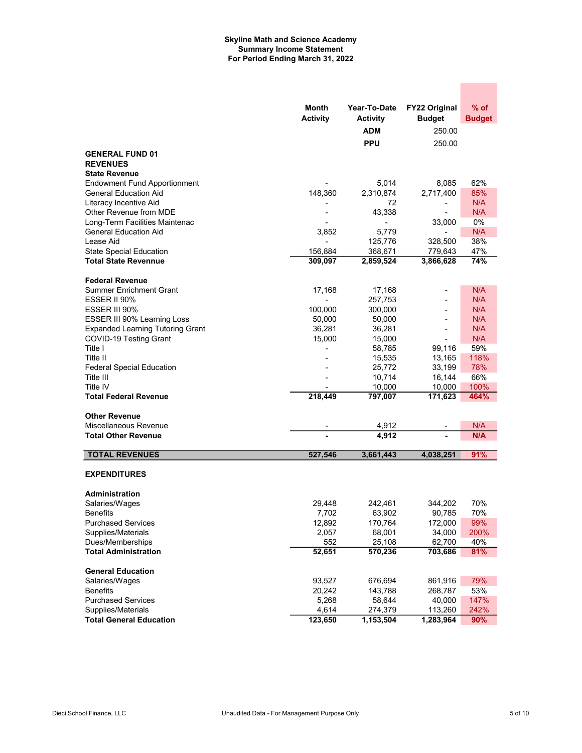**Skyline Math and Science Academy**
**Summary Income Statement**
**For Period Ending March 31, 2022**

| | Month Activity | Year-To-Date Activity | FY22 Original Budget | % of Budget |
|---|---|---|---|---|
| | | ADM | 250.00 | |
| | | PPU | 250.00 | |
| **GENERAL FUND 01** | | | | |
| **REVENUES** | | | | |
| **State Revenue** | | | | |
| Endowment Fund Apportionment | - | 5,014 | 8,085 | 62% |
| General Education Aid | 148,360 | 2,310,874 | 2,717,400 | 85% |
| Literacy Incentive Aid | - | 72 | - | N/A |
| Other Revenue from MDE | - | 43,338 | - | N/A |
| Long-Term Facilities Maintenac | - | - | 33,000 | 0% |
| General Education Aid | 3,852 | 5,779 | - | N/A |
| Lease Aid | - | 125,776 | 328,500 | 38% |
| State Special Education | 156,884 | 368,671 | 779,643 | 47% |
| **Total State Revennue** | **309,097** | **2,859,524** | **3,866,628** | **74%** |
| **Federal Revenue** | | | | |
| Summer Enrichment Grant | 17,168 | 17,168 | - | N/A |
| ESSER II 90% | - | 257,753 | - | N/A |
| ESSER III 90% | 100,000 | 300,000 | - | N/A |
| ESSER III 90% Learning Loss | 50,000 | 50,000 | - | N/A |
| Expanded Learning Tutoring Grant | 36,281 | 36,281 | - | N/A |
| COVID-19 Testing Grant | 15,000 | 15,000 | - | N/A |
| Title I | - | 58,785 | 99,116 | 59% |
| Title II | - | 15,535 | 13,165 | 118% |
| Federal Special Education | - | 25,772 | 33,199 | 78% |
| Title III | - | 10,714 | 16,144 | 66% |
| Title IV | - | 10,000 | 10,000 | 100% |
| **Total Federal Revenue** | **218,449** | **797,007** | **171,623** | **464%** |
| **Other Revenue** | | | | |
| Miscellaneous Revenue | - | 4,912 | - | N/A |
| **Total Other Revenue** | **-** | **4,912** | **-** | **N/A** |
| **TOTAL REVENUES** | **527,546** | **3,661,443** | **4,038,251** | **91%** |
| **EXPENDITURES** | | | | |
| **Administration** | | | | |
| Salaries/Wages | 29,448 | 242,461 | 344,202 | 70% |
| Benefits | 7,702 | 63,902 | 90,785 | 70% |
| Purchased Services | 12,892 | 170,764 | 172,000 | 99% |
| Supplies/Materials | 2,057 | 68,001 | 34,000 | 200% |
| Dues/Memberships | 552 | 25,108 | 62,700 | 40% |
| **Total Administration** | **52,651** | **570,236** | **703,686** | **81%** |
| **General Education** | | | | |
| Salaries/Wages | 93,527 | 676,694 | 861,916 | 79% |
| Benefits | 20,242 | 143,788 | 268,787 | 53% |
| Purchased Services | 5,268 | 58,644 | 40,000 | 147% |
| Supplies/Materials | 4,614 | 274,379 | 113,260 | 242% |
| **Total General Education** | **123,650** | **1,153,504** | **1,283,964** | **90%** |

Dieci School Finance, LLC — Unaudited Data - For Management Purpose Only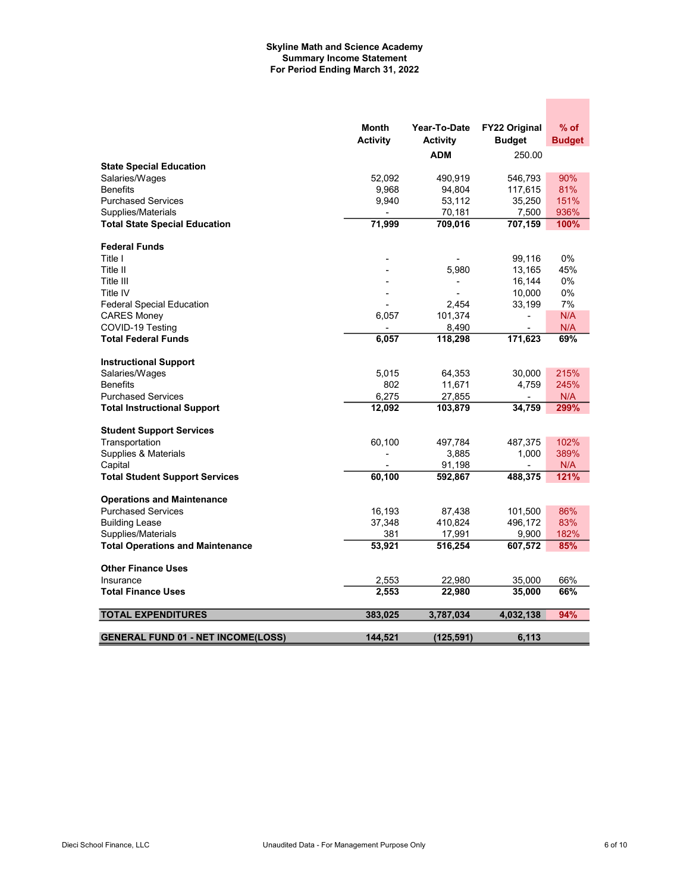**Skyline Math and Science Academy**
**Summary Income Statement**
**For Period Ending March 31, 2022**

| | Month Activity | Year-To-Date Activity | FY22 Original Budget | % of Budget |
|---|---|---|---|---|
| | | ADM | 250.00 | |
| **State Special Education** | | | | |
| Salaries/Wages | 52,092 | 490,919 | 546,793 | 90% |
| Benefits | 9,968 | 94,804 | 117,615 | 81% |
| Purchased Services | 9,940 | 53,112 | 35,250 | 151% |
| Supplies/Materials | - | 70,181 | 7,500 | 936% |
| **Total State Special Education** | **71,999** | **709,016** | **707,159** | **100%** |
| **Federal Funds** | | | | |
| Title I | - | - | 99,116 | 0% |
| Title II | - | 5,980 | 13,165 | 45% |
| Title III | - | - | 16,144 | 0% |
| Title IV | - | - | 10,000 | 0% |
| Federal Special Education | - | 2,454 | 33,199 | 7% |
| CARES Money | 6,057 | 101,374 | - | N/A |
| COVID-19 Testing | - | 8,490 | - | N/A |
| **Total Federal Funds** | **6,057** | **118,298** | **171,623** | **69%** |
| **Instructional Support** | | | | |
| Salaries/Wages | 5,015 | 64,353 | 30,000 | 215% |
| Benefits | 802 | 11,671 | 4,759 | 245% |
| Purchased Services | 6,275 | 27,855 | - | N/A |
| **Total Instructional Support** | **12,092** | **103,879** | **34,759** | **299%** |
| **Student Support Services** | | | | |
| Transportation | 60,100 | 497,784 | 487,375 | 102% |
| Supplies & Materials | - | 3,885 | 1,000 | 389% |
| Capital | - | 91,198 | - | N/A |
| **Total Student Support Services** | **60,100** | **592,867** | **488,375** | **121%** |
| **Operations and Maintenance** | | | | |
| Purchased Services | 16,193 | 87,438 | 101,500 | 86% |
| Building Lease | 37,348 | 410,824 | 496,172 | 83% |
| Supplies/Materials | 381 | 17,991 | 9,900 | 182% |
| **Total Operations and Maintenance** | **53,921** | **516,254** | **607,572** | **85%** |
| **Other Finance Uses** | | | | |
| Insurance | 2,553 | 22,980 | 35,000 | 66% |
| **Total Finance Uses** | **2,553** | **22,980** | **35,000** | **66%** |
| **TOTAL EXPENDITURES** | **383,025** | **3,787,034** | **4,032,138** | **94%** |
| **GENERAL FUND 01 - NET INCOME(LOSS)** | **144,521** | **(125,591)** | **6,113** | |

Dieci School Finance, LLC — Unaudited Data - For Management Purpose Only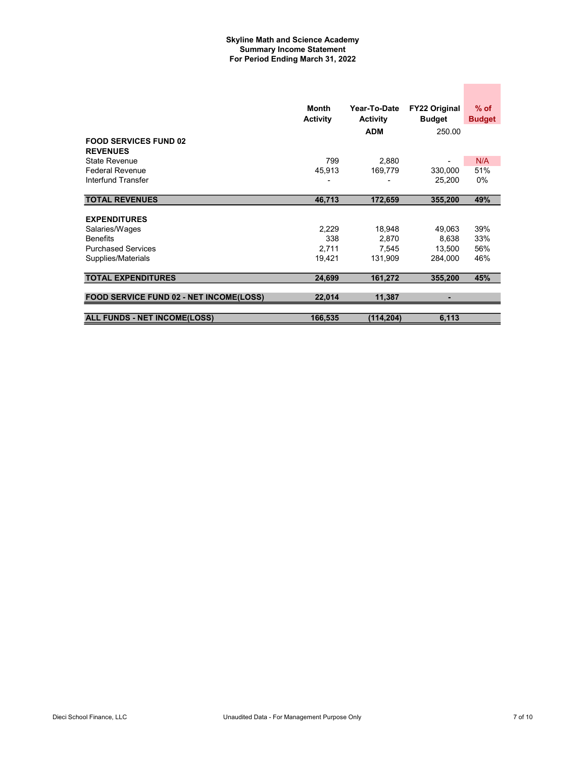**Skyline Math and Science Academy**
**Summary Income Statement**
**For Period Ending March 31, 2022**

| | Month Activity | Year-To-Date Activity | FY22 Original Budget | % of Budget |
|---|---|---|---|---|
| | | ADM | 250.00 | |
| **FOOD SERVICES FUND 02** | | | | |
| **REVENUES** | | | | |
| State Revenue | 799 | 2,880 | - | N/A |
| Federal Revenue | 45,913 | 169,779 | 330,000 | 51% |
| Interfund Transfer | - | - | 25,200 | 0% |
| **TOTAL REVENUES** | **46,713** | **172,659** | **355,200** | **49%** |
| **EXPENDITURES** | | | | |
| Salaries/Wages | 2,229 | 18,948 | 49,063 | 39% |
| Benefits | 338 | 2,870 | 8,638 | 33% |
| Purchased Services | 2,711 | 7,545 | 13,500 | 56% |
| Supplies/Materials | 19,421 | 131,909 | 284,000 | 46% |
| **TOTAL EXPENDITURES** | **24,699** | **161,272** | **355,200** | **45%** |
| **FOOD SERVICE FUND 02 - NET INCOME(LOSS)** | **22,014** | **11,387** | **-** | |
| **ALL FUNDS - NET INCOME(LOSS)** | **166,535** | **(114,204)** | **6,113** | |

Dieci School Finance, LLC — Unaudited Data - For Management Purpose Only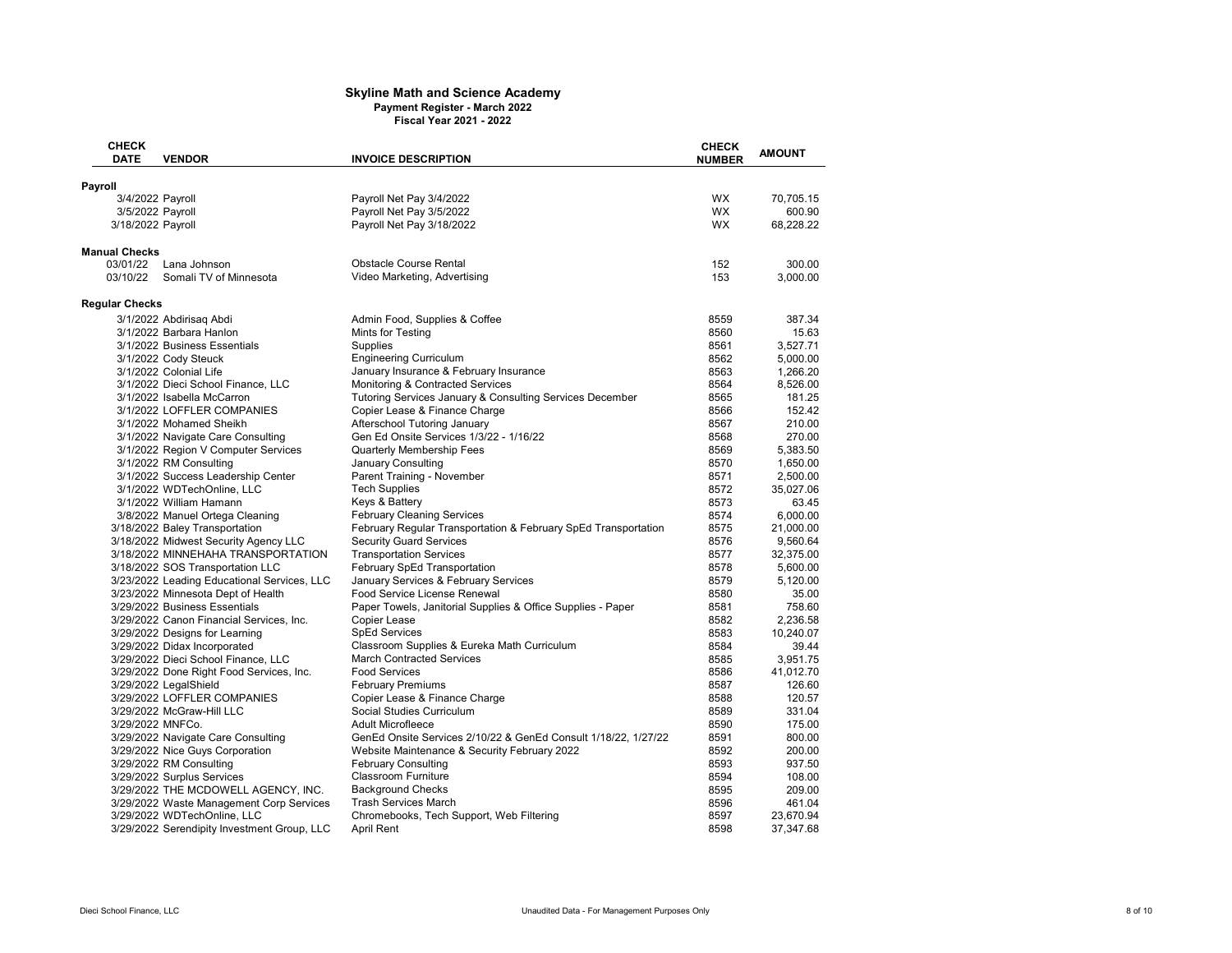# Skyline Math and Science Academy

**Payment Register - March 2022**

**Fiscal Year 2021 - 2022**

| CHECK DATE | VENDOR | INVOICE DESCRIPTION | CHECK NUMBER | AMOUNT |
|---|---|---|---|---|
| **Payroll** | | | | |
| 3/4/2022 | Payroll | Payroll Net Pay 3/4/2022 | WX | 70,705.15 |
| 3/5/2022 | Payroll | Payroll Net Pay 3/5/2022 | WX | 600.90 |
| 3/18/2022 | Payroll | Payroll Net Pay 3/18/2022 | WX | 68,228.22 |
| **Manual Checks** | | | | |
| 03/01/22 | Lana Johnson | Obstacle Course Rental | 152 | 300.00 |
| 03/10/22 | Somali TV of Minnesota | Video Marketing, Advertising | 153 | 3,000.00 |
| **Regular Checks** | | | | |
| 3/1/2022 | Abdirisaq Abdi | Admin Food, Supplies & Coffee | 8559 | 387.34 |
| 3/1/2022 | Barbara Hanlon | Mints for Testing | 8560 | 15.63 |
| 3/1/2022 | Business Essentials | Supplies | 8561 | 3,527.71 |
| 3/1/2022 | Cody Steuck | Engineering Curriculum | 8562 | 5,000.00 |
| 3/1/2022 | Colonial Life | January Insurance & February Insurance | 8563 | 1,266.20 |
| 3/1/2022 | Dieci School Finance, LLC | Monitoring & Contracted Services | 8564 | 8,526.00 |
| 3/1/2022 | Isabella McCarron | Tutoring Services January & Consulting Services December | 8565 | 181.25 |
| 3/1/2022 | LOFFLER COMPANIES | Copier Lease & Finance Charge | 8566 | 152.42 |
| 3/1/2022 | Mohamed Sheikh | Afterschool Tutoring January | 8567 | 210.00 |
| 3/1/2022 | Navigate Care Consulting | Gen Ed Onsite Services 1/3/22 - 1/16/22 | 8568 | 270.00 |
| 3/1/2022 | Region V Computer Services | Quarterly Membership Fees | 8569 | 5,383.50 |
| 3/1/2022 | RM Consulting | January Consulting | 8570 | 1,650.00 |
| 3/1/2022 | Success Leadership Center | Parent Training - November | 8571 | 2,500.00 |
| 3/1/2022 | WDTechOnline, LLC | Tech Supplies | 8572 | 35,027.06 |
| 3/1/2022 | William Hamann | Keys & Battery | 8573 | 63.45 |
| 3/8/2022 | Manuel Ortega Cleaning | February Cleaning Services | 8574 | 6,000.00 |
| 3/18/2022 | Baley Transportation | February Regular Transportation & February SpEd Transportation | 8575 | 21,000.00 |
| 3/18/2022 | Midwest Security Agency LLC | Security Guard Services | 8576 | 9,560.64 |
| 3/18/2022 | MINNEHAHA TRANSPORTATION | Transportation Services | 8577 | 32,375.00 |
| 3/18/2022 | SOS Transportation LLC | February SpEd Transportation | 8578 | 5,600.00 |
| 3/23/2022 | Leading Educational Services, LLC | January Services & February Services | 8579 | 5,120.00 |
| 3/23/2022 | Minnesota Dept of Health | Food Service License Renewal | 8580 | 35.00 |
| 3/29/2022 | Business Essentials | Paper Towels, Janitorial Supplies & Office Supplies - Paper | 8581 | 758.60 |
| 3/29/2022 | Canon Financial Services, Inc. | Copier Lease | 8582 | 2,236.58 |
| 3/29/2022 | Designs for Learning | SpEd Services | 8583 | 10,240.07 |
| 3/29/2022 | Didax Incorporated | Classroom Supplies & Eureka Math Curriculum | 8584 | 39.44 |
| 3/29/2022 | Dieci School Finance, LLC | March Contracted Services | 8585 | 3,951.75 |
| 3/29/2022 | Done Right Food Services, Inc. | Food Services | 8586 | 41,012.70 |
| 3/29/2022 | LegalShield | February Premiums | 8587 | 126.60 |
| 3/29/2022 | LOFFLER COMPANIES | Copier Lease & Finance Charge | 8588 | 120.57 |
| 3/29/2022 | McGraw-Hill LLC | Social Studies Curriculum | 8589 | 331.04 |
| 3/29/2022 | MNFCo. | Adult Microfleece | 8590 | 175.00 |
| 3/29/2022 | Navigate Care Consulting | GenEd Onsite Services 2/10/22 & GenEd Consult 1/18/22, 1/27/22 | 8591 | 800.00 |
| 3/29/2022 | Nice Guys Corporation | Website Maintenance & Security February 2022 | 8592 | 200.00 |
| 3/29/2022 | RM Consulting | February Consulting | 8593 | 937.50 |
| 3/29/2022 | Surplus Services | Classroom Furniture | 8594 | 108.00 |
| 3/29/2022 | THE MCDOWELL AGENCY, INC. | Background Checks | 8595 | 209.00 |
| 3/29/2022 | Waste Management Corp Services | Trash Services March | 8596 | 461.04 |
| 3/29/2022 | WDTechOnline, LLC | Chromebooks, Tech Support, Web Filtering | 8597 | 23,670.94 |
| 3/29/2022 | Serendipity Investment Group, LLC | April Rent | 8598 | 37,347.68 |

Dieci School Finance, LLC — Unaudited Data - For Management Purposes Only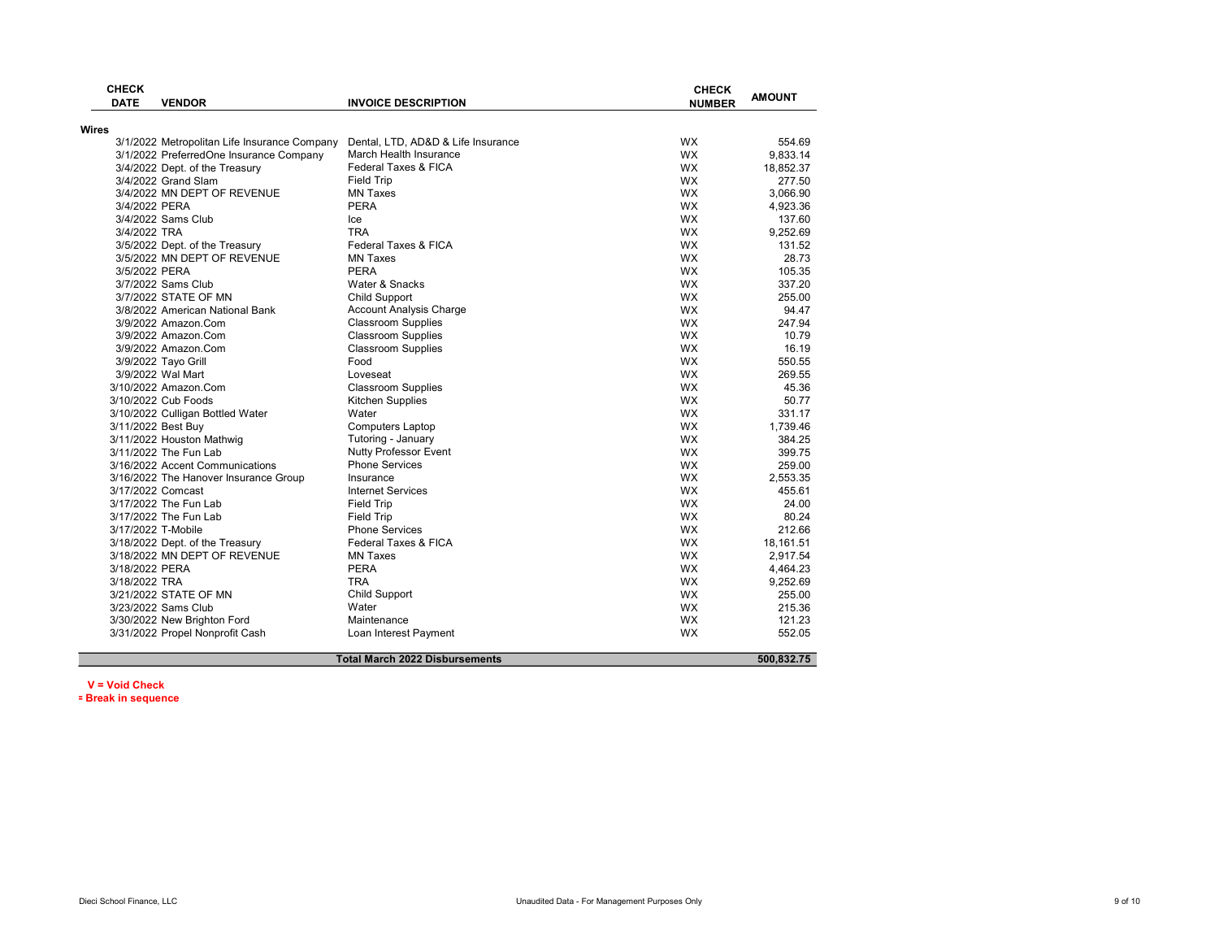| CHECK DATE | VENDOR | INVOICE DESCRIPTION | CHECK NUMBER | AMOUNT |
|---|---|---|---|---|
| **Wires** | | | | |
| 3/1/2022 | Metropolitan Life Insurance Company | Dental, LTD, AD&D & Life Insurance | WX | 554.69 |
| 3/1/2022 | PreferredOne Insurance Company | March Health Insurance | WX | 9,833.14 |
| 3/4/2022 | Dept. of the Treasury | Federal Taxes & FICA | WX | 18,852.37 |
| 3/4/2022 | Grand Slam | Field Trip | WX | 277.50 |
| 3/4/2022 | MN DEPT OF REVENUE | MN Taxes | WX | 3,066.90 |
| 3/4/2022 | PERA | PERA | WX | 4,923.36 |
| 3/4/2022 | Sams Club | Ice | WX | 137.60 |
| 3/4/2022 | TRA | TRA | WX | 9,252.69 |
| 3/5/2022 | Dept. of the Treasury | Federal Taxes & FICA | WX | 131.52 |
| 3/5/2022 | MN DEPT OF REVENUE | MN Taxes | WX | 28.73 |
| 3/5/2022 | PERA | PERA | WX | 105.35 |
| 3/7/2022 | Sams Club | Water & Snacks | WX | 337.20 |
| 3/7/2022 | STATE OF MN | Child Support | WX | 255.00 |
| 3/8/2022 | American National Bank | Account Analysis Charge | WX | 94.47 |
| 3/9/2022 | Amazon.Com | Classroom Supplies | WX | 247.94 |
| 3/9/2022 | Amazon.Com | Classroom Supplies | WX | 10.79 |
| 3/9/2022 | Amazon.Com | Classroom Supplies | WX | 16.19 |
| 3/9/2022 | Tayo Grill | Food | WX | 550.55 |
| 3/9/2022 | Wal Mart | Loveseat | WX | 269.55 |
| 3/10/2022 | Amazon.Com | Classroom Supplies | WX | 45.36 |
| 3/10/2022 | Cub Foods | Kitchen Supplies | WX | 50.77 |
| 3/10/2022 | Culligan Bottled Water | Water | WX | 331.17 |
| 3/11/2022 | Best Buy | Computers Laptop | WX | 1,739.46 |
| 3/11/2022 | Houston Mathwig | Tutoring - January | WX | 384.25 |
| 3/11/2022 | The Fun Lab | Nutty Professor Event | WX | 399.75 |
| 3/16/2022 | Accent Communications | Phone Services | WX | 259.00 |
| 3/16/2022 | The Hanover Insurance Group | Insurance | WX | 2,553.35 |
| 3/17/2022 | Comcast | Internet Services | WX | 455.61 |
| 3/17/2022 | The Fun Lab | Field Trip | WX | 24.00 |
| 3/17/2022 | The Fun Lab | Field Trip | WX | 80.24 |
| 3/17/2022 | T-Mobile | Phone Services | WX | 212.66 |
| 3/18/2022 | Dept. of the Treasury | Federal Taxes & FICA | WX | 18,161.51 |
| 3/18/2022 | MN DEPT OF REVENUE | MN Taxes | WX | 2,917.54 |
| 3/18/2022 | PERA | PERA | WX | 4,464.23 |
| 3/18/2022 | TRA | TRA | WX | 9,252.69 |
| 3/21/2022 | STATE OF MN | Child Support | WX | 255.00 |
| 3/23/2022 | Sams Club | Water | WX | 215.36 |
| 3/30/2022 | New Brighton Ford | Maintenance | WX | 121.23 |
| 3/31/2022 | Propel Nonprofit Cash | Loan Interest Payment | WX | 552.05 |
| | | **Total March 2022 Disbursements** | | **500,832.75** |

**V = Void Check**

**= Break in sequence**

Dieci School Finance, LLC

Unaudited Data - For Management Purposes Only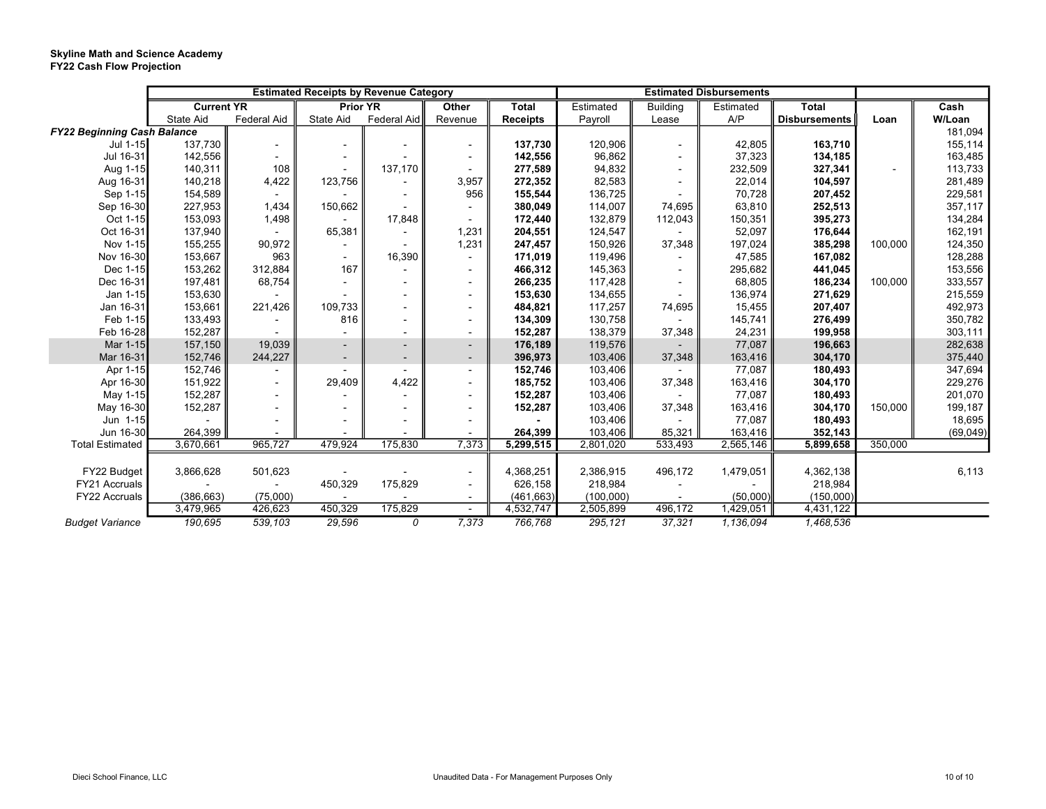**Skyline Math and Science Academy**
**FY22 Cash Flow Projection**

| | Estimated Receipts by Revenue Category | | | | | | Estimated Disbursements | | | | | |
|---|---|---|---|---|---|---|---|---|---|---|---|---|
| | Current YR | | Prior YR | | Other | Total | Estimated | Building | Estimated | Total | | Cash |
| | State Aid | Federal Aid | State Aid | Federal Aid | Revenue | Receipts | Payroll | Lease | A/P | Disbursements | Loan | W/Loan |
| *FY22 Beginning Cash Balance* | | | | | | | | | | | | 181,094 |
| Jul 1-15 | 137,730 | - | - | - | - | **137,730** | 120,906 | - | 42,805 | **163,710** | | 155,114 |
| Jul 16-31 | 142,556 | - | - | - | - | **142,556** | 96,862 | - | 37,323 | **134,185** | | 163,485 |
| Aug 1-15 | 140,311 | 108 | - | 137,170 | - | **277,589** | 94,832 | - | 232,509 | **327,341** | - | 113,733 |
| Aug 16-31 | 140,218 | 4,422 | 123,756 | - | 3,957 | **272,352** | 82,583 | - | 22,014 | **104,597** | | 281,489 |
| Sep 1-15 | 154,589 | - | - | - | 956 | **155,544** | 136,725 | - | 70,728 | **207,452** | | 229,581 |
| Sep 16-30 | 227,953 | 1,434 | 150,662 | - | - | **380,049** | 114,007 | 74,695 | 63,810 | **252,513** | | 357,117 |
| Oct 1-15 | 153,093 | 1,498 | - | 17,848 | - | **172,440** | 132,879 | 112,043 | 150,351 | **395,273** | | 134,284 |
| Oct 16-31 | 137,940 | - | 65,381 | - | 1,231 | **204,551** | 124,547 | - | 52,097 | **176,644** | | 162,191 |
| Nov 1-15 | 155,255 | 90,972 | - | - | 1,231 | **247,457** | 150,926 | 37,348 | 197,024 | **385,298** | 100,000 | 124,350 |
| Nov 16-30 | 153,667 | 963 | - | 16,390 | - | **171,019** | 119,496 | - | 47,585 | **167,082** | | 128,288 |
| Dec 1-15 | 153,262 | 312,884 | 167 | - | - | **466,312** | 145,363 | - | 295,682 | **441,045** | | 153,556 |
| Dec 16-31 | 197,481 | 68,754 | - | - | - | **266,235** | 117,428 | - | 68,805 | **186,234** | 100,000 | 333,557 |
| Jan 1-15 | 153,630 | - | - | - | - | **153,630** | 134,655 | - | 136,974 | **271,629** | | 215,559 |
| Jan 16-31 | 153,661 | 221,426 | 109,733 | - | - | **484,821** | 117,257 | 74,695 | 15,455 | **207,407** | | 492,973 |
| Feb 1-15 | 133,493 | - | 816 | - | - | **134,309** | 130,758 | - | 145,741 | **276,499** | | 350,782 |
| Feb 16-28 | 152,287 | - | - | - | - | **152,287** | 138,379 | 37,348 | 24,231 | **199,958** | | 303,111 |
| Mar 1-15 | 157,150 | 19,039 | - | - | - | **176,189** | 119,576 | - | 77,087 | **196,663** | | 282,638 |
| Mar 16-31 | 152,746 | 244,227 | - | - | - | **396,973** | 103,406 | 37,348 | 163,416 | **304,170** | | 375,440 |
| Apr 1-15 | 152,746 | - | - | - | - | **152,746** | 103,406 | - | 77,087 | **180,493** | | 347,694 |
| Apr 16-30 | 151,922 | - | 29,409 | 4,422 | - | **185,752** | 103,406 | 37,348 | 163,416 | **304,170** | | 229,276 |
| May 1-15 | 152,287 | - | - | - | - | **152,287** | 103,406 | - | 77,087 | **180,493** | | 201,070 |
| May 16-30 | 152,287 | - | - | - | - | **152,287** | 103,406 | 37,348 | 163,416 | **304,170** | 150,000 | 199,187 |
| Jun 1-15 | - | - | - | - | - | **-** | 103,406 | - | 77,087 | **180,493** | | 18,695 |
| Jun 16-30 | 264,399 | - | - | - | - | **264,399** | 103,406 | 85,321 | 163,416 | **352,143** | | (69,049) |
| Total Estimated | 3,670,661 | 965,727 | 479,924 | 175,830 | 7,373 | **5,299,515** | 2,801,020 | 533,493 | 2,565,146 | **5,899,658** | 350,000 | |
| | | | | | | | | | | | | |
| FY22 Budget | 3,866,628 | 501,623 | - | - | - | 4,368,251 | 2,386,915 | 496,172 | 1,479,051 | 4,362,138 | | 6,113 |
| FY21 Accruals | - | - | 450,329 | 175,829 | - | 626,158 | 218,984 | - | - | 218,984 | | |
| FY22 Accruals | (386,663) | (75,000) | - | - | - | (461,663) | (100,000) | - | (50,000) | (150,000) | | |
| | 3,479,965 | 426,623 | 450,329 | 175,829 | - | 4,532,747 | 2,505,899 | 496,172 | 1,429,051 | 4,431,122 | | |
| *Budget Variance* | *190,695* | *539,103* | *29,596* | *0* | *7,373* | *766,768* | *295,121* | *37,321* | *1,136,094* | *1,468,536* | | |

Dieci School Finance, LLC

Unaudited Data - For Management Purposes Only